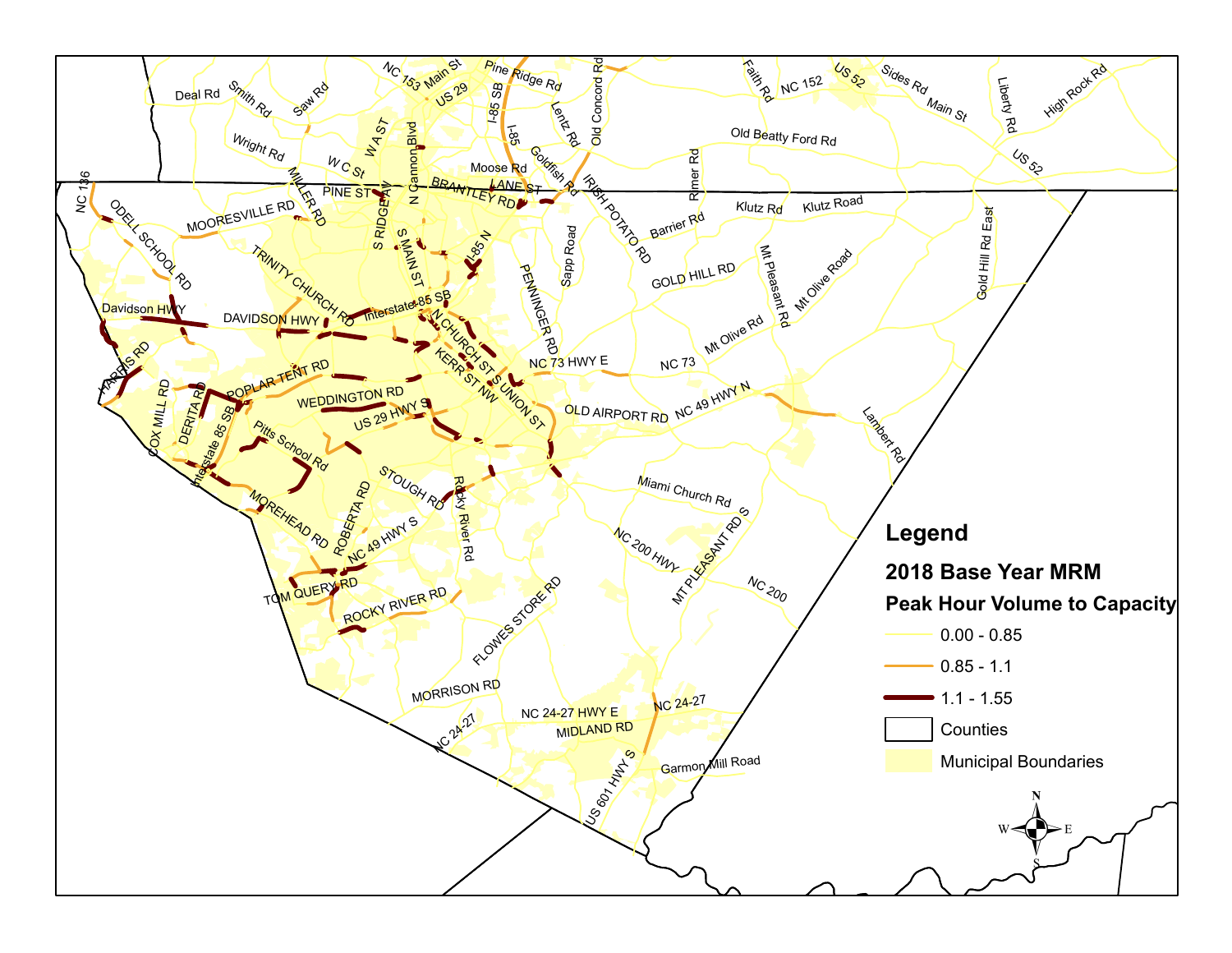## Legend

**2018 Base Year MRM**

**Peak Hour Volume to Capacity**

- 0.00 - 0.85
- 0.85 - 1.1
- 1.1 - 1.55
- Counties
- Municipal Boundaries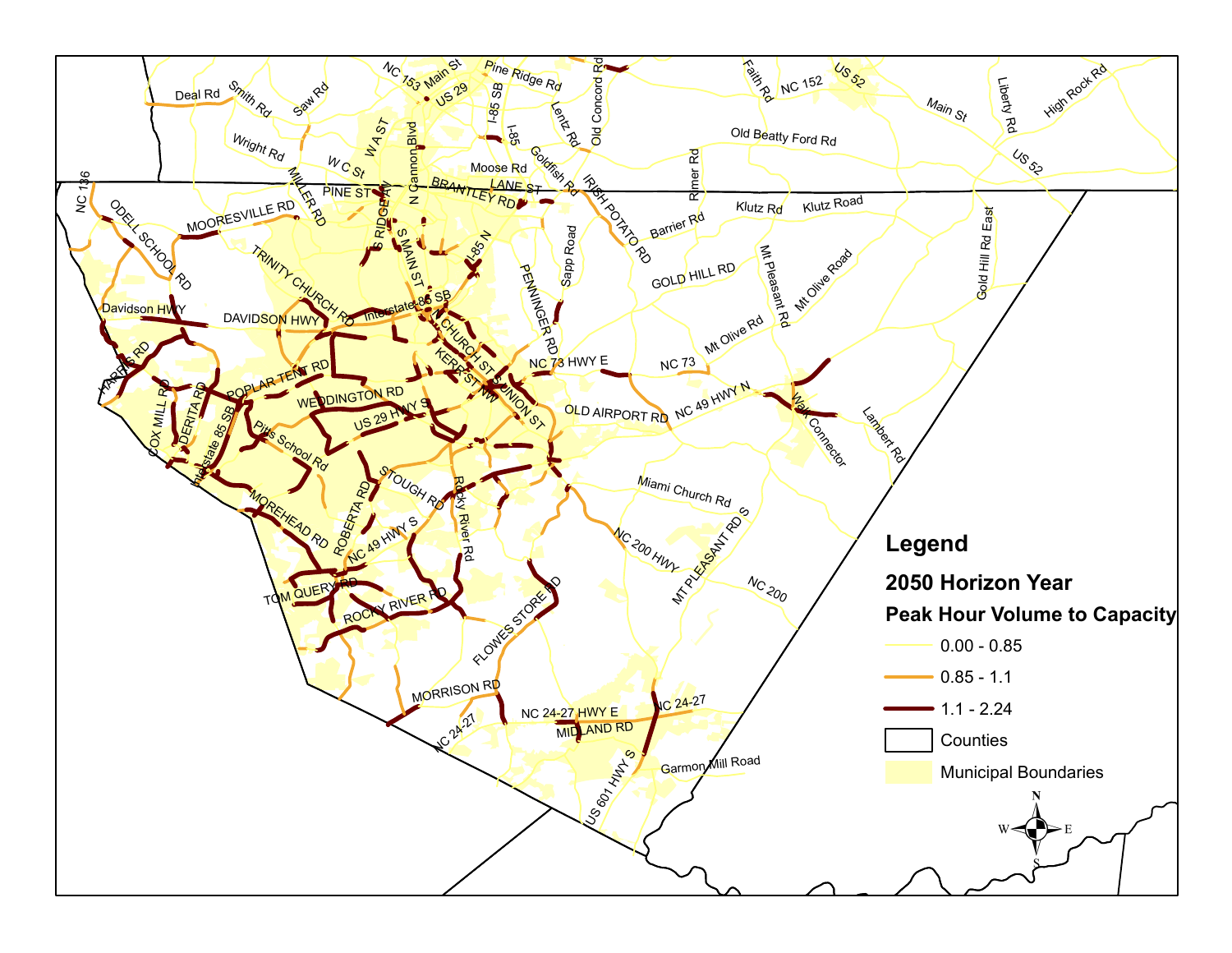Legend

2050 Horizon Year

Peak Hour Volume to Capacity

0.00 - 0.85

0.85 - 1.1

1.1 - 2.24

Counties

Municipal Boundaries

NC 153
Main St
US 29
Pine Ridge Rd
Old Concord Rd
Faith Rd
NC 152
US 52
Liberty Rd
High Rock Rd
Main St
Deal Rd
Smith Rd
Saw Rd
I-85 SB
Lentz Rd
I-85
Goldfish Rd
Old Beatty Ford Rd
US 52
Wright Rd
W C St
W A ST
N Cannon Blvd
Moose Rd
Rimer Rd
MILLER RD
PINE ST
S RIDGE AV
BRANTLEY RD
LANE ST
IRISH POTATO RD
Klutz Rd
Klutz Road
Gold Hill Rd East
NC 136
ODELL SCHOOL RD
MOORESVILLE RD
S MAIN ST
I-85 N
Sapp Road
Barrier Rd
GOLD HILL RD
Mt Pleasant Rd
Mt Olive Road
TRINITY CHURCH RD
PENNINGER RD
Davidson HWY
DAVIDSON HWY
Interstate-85 SB
Mt Olive Rd
CHURCH ST S
KERR ST NW
NC 73 HWY E
NC 73
HARRIS RD
POPLAR TENT RD
UNION ST
COX MILL RD
DERITA RD
WEDDINGTON RD
OLD AIRPORT RD
NC 49 HWY N
Wall Connector
Lambert Rd
US 29 HWY S
Interstate 85 SB
Pitts School Rd
STOUGH RD
Miami Church Rd
MT PLEASANT RD S
ROBERTA RD
Rocky River Rd
MOREHEAD RD
NC 49 HWY S
NC 200 HWY
NC 200
TOM QUERY RD
FLOWES STORE RD
ROCKY RIVER RD
MORRISON RD
NC 24-27 HWY E
NC 24-27
NC 24-27
MIDLAND RD
US 601 HWY S
Garmon Mill Road
N
W
E
S